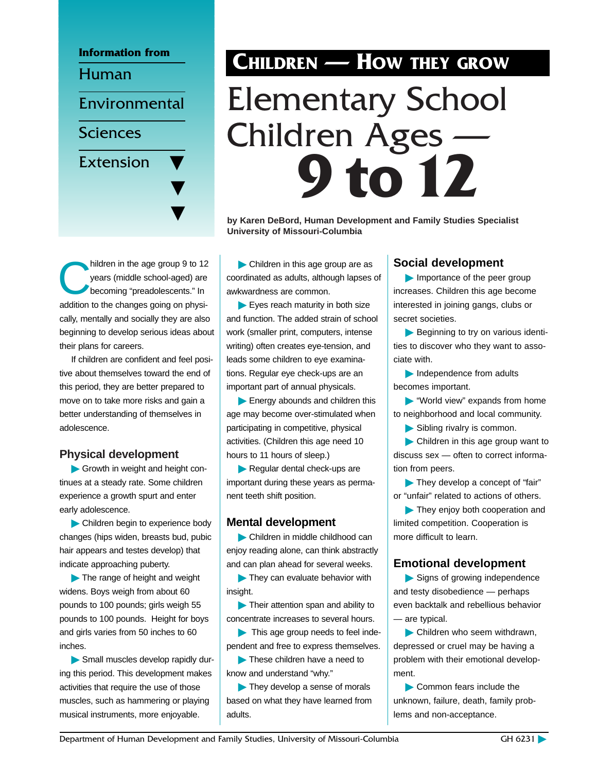Information from

Human Environmental Sciences Extension

# CHILDREN — HOW THEY GROW

# Elementary School Children Ages — 9 to 12

**by Karen DeBord, Human Development and Family Studies Specialist University of Missouri-Columbia**

Children in the age group 9 to 12 years (middle school-aged) are becoming "preadolescents." In addition to the changes going on physically, mentally and socially they are also beginning to develop serious ideas about their plans for careers.

If children are confident and feel positive about themselves toward the end of this period, they are better prepared to move on to take more risks and gain a better understanding of themselves in adolescence.

## Physical development

- Growth in weight and height continues at a steady rate. Some children experience a growth spurt and enter early adolescence.
- Children begin to experience body changes (hips widen, breasts bud, pubic hair appears and testes develop) that indicate approaching puberty.
- The range of height and weight widens. Boys weigh from about 60 pounds to 100 pounds; girls weigh 55 pounds to 100 pounds. Height for boys and girls varies from 50 inches to 60 inches.
- Small muscles develop rapidly during this period. This development makes activities that require the use of those muscles, such as hammering or playing musical instruments, more enjoyable.
- Children in this age group are as coordinated as adults, although lapses of awkwardness are common.
- Eyes reach maturity in both size and function. The added strain of school work (smaller print, computers, intense writing) often creates eye-tension, and leads some children to eye examinations. Regular eye check-ups are an important part of annual physicals.
- Energy abounds and children this age may become over-stimulated when participating in competitive, physical activities. (Children this age need 10 hours to 11 hours of sleep.)
- Regular dental check-ups are important during these years as permanent teeth shift position.

## Mental development

- Children in middle childhood can enjoy reading alone, can think abstractly and can plan ahead for several weeks.
- They can evaluate behavior with insight.
- Their attention span and ability to concentrate increases to several hours.
- This age group needs to feel independent and free to express themselves.
- These children have a need to know and understand "why."
- They develop a sense of morals based on what they have learned from adults.

## Social development

- Importance of the peer group increases. Children this age become interested in joining gangs, clubs or secret societies.
- Beginning to try on various identities to discover who they want to associate with.
- Independence from adults becomes important.
- "World view" expands from home to neighborhood and local community.
- Sibling rivalry is common.
- Children in this age group want to discuss sex — often to correct information from peers.
- They develop a concept of "fair" or "unfair" related to actions of others.
- They enjoy both cooperation and limited competition. Cooperation is more difficult to learn.

## Emotional development

- Signs of growing independence and testy disobedience — perhaps even backtalk and rebellious behavior — are typical.
- Children who seem withdrawn, depressed or cruel may be having a problem with their emotional development.
- Common fears include the unknown, failure, death, family problems and non-acceptance.

Department of Human Development and Family Studies, University of Missouri-Columbia GH 6231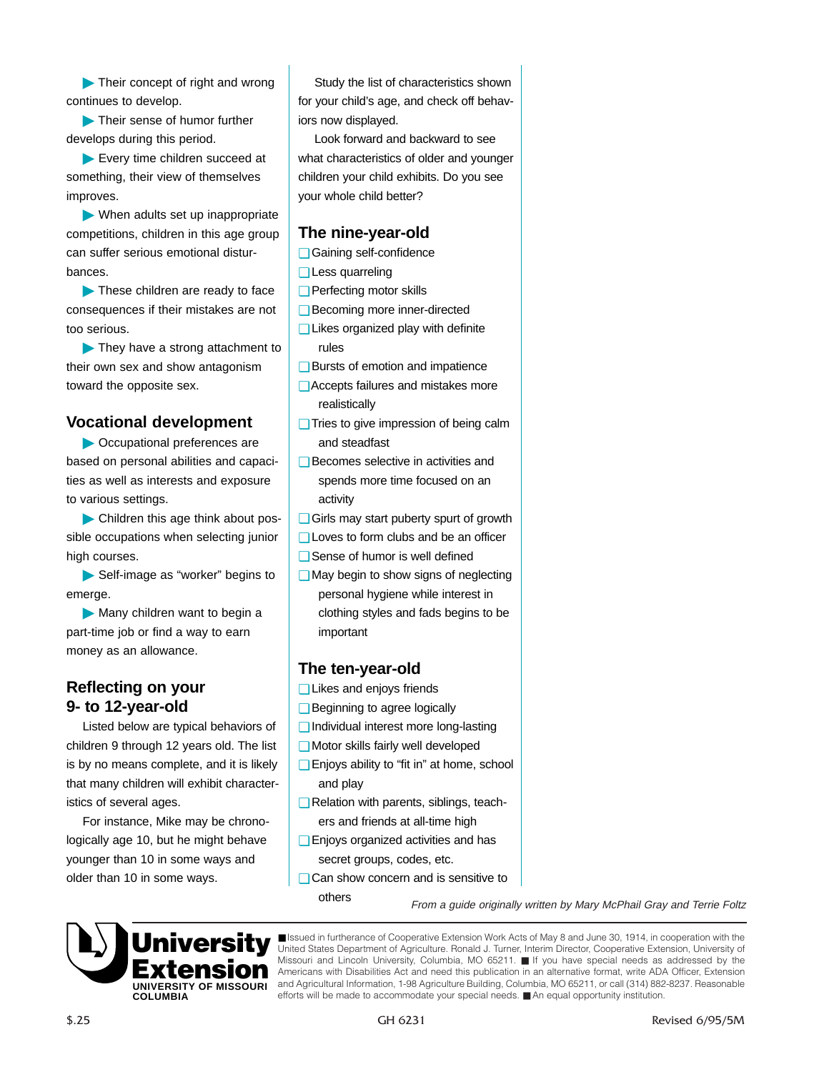- Their concept of right and wrong continues to develop.
- Their sense of humor further develops during this period.
- Every time children succeed at something, their view of themselves improves.
- When adults set up inappropriate competitions, children in this age group can suffer serious emotional disturbances.
- These children are ready to face consequences if their mistakes are not too serious.
- They have a strong attachment to their own sex and show antagonism toward the opposite sex.

## Vocational development

- Occupational preferences are based on personal abilities and capacities as well as interests and exposure to various settings.
- Children this age think about possible occupations when selecting junior high courses.
- Self-image as "worker" begins to emerge.
- Many children want to begin a part-time job or find a way to earn money as an allowance.

## Reflecting on your 9- to 12-year-old

Listed below are typical behaviors of children 9 through 12 years old. The list is by no means complete, and it is likely that many children will exhibit characteristics of several ages.

For instance, Mike may be chronologically age 10, but he might behave younger than 10 in some ways and older than 10 in some ways.

Study the list of characteristics shown for your child's age, and check off behaviors now displayed.

Look forward and backward to see what characteristics of older and younger children your child exhibits. Do you see your whole child better?

## The nine-year-old

- [ ] Gaining self-confidence
- [ ] Less quarreling
- [ ] Perfecting motor skills
- [ ] Becoming more inner-directed
- [ ] Likes organized play with definite rules
- [ ] Bursts of emotion and impatience
- [ ] Accepts failures and mistakes more realistically
- [ ] Tries to give impression of being calm and steadfast
- [ ] Becomes selective in activities and spends more time focused on an activity
- [ ] Girls may start puberty spurt of growth
- [ ] Loves to form clubs and be an officer
- [ ] Sense of humor is well defined
- [ ] May begin to show signs of neglecting personal hygiene while interest in clothing styles and fads begins to be important

## The ten-year-old

- [ ] Likes and enjoys friends
- [ ] Beginning to agree logically
- [ ] Individual interest more long-lasting
- [ ] Motor skills fairly well developed
- [ ] Enjoys ability to "fit in" at home, school and play
- [ ] Relation with parents, siblings, teachers and friends at all-time high
- [ ] Enjoys organized activities and has secret groups, codes, etc.
- [ ] Can show concern and is sensitive to others

*From a guide originally written by Mary McPhail Gray and Terrie Foltz*

**University Extension**
UNIVERSITY OF MISSOURI COLUMBIA

■ Issued in furtherance of Cooperative Extension Work Acts of May 8 and June 30, 1914, in cooperation with the United States Department of Agriculture. Ronald J. Turner, Interim Director, Cooperative Extension, University of Missouri and Lincoln University, Columbia, MO 65211. ■ If you have special needs as addressed by the Americans with Disabilities Act and need this publication in an alternative format, write ADA Officer, Extension and Agricultural Information, 1-98 Agriculture Building, Columbia, MO 65211, or call (314) 882-8237. Reasonable efforts will be made to accommodate your special needs. ■ An equal opportunity institution.

$.25 GH 6231 Revised 6/95/5M